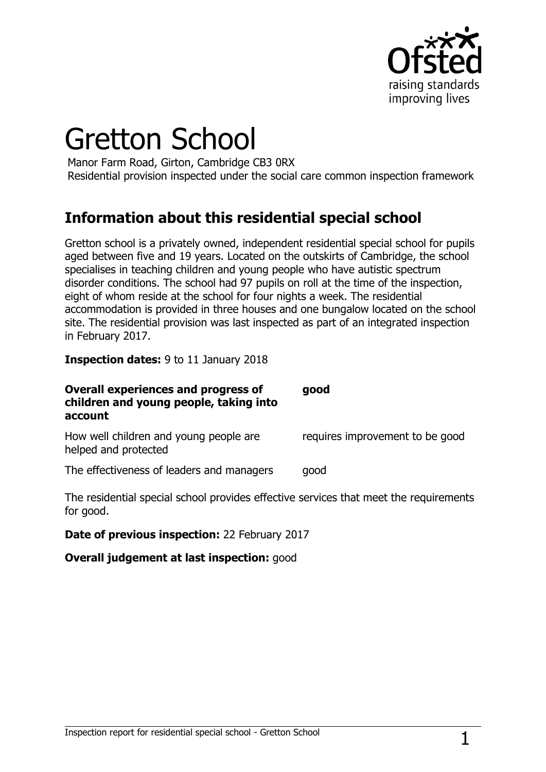# Gretton School

Manor Farm Road, Girton, Cambridge CB3 0RX

Residential provision inspected under the social care common inspection framework

## Information about this residential special school

Gretton school is a privately owned, independent residential special school for pupils aged between five and 19 years. Located on the outskirts of Cambridge, the school specialises in teaching children and young people who have autistic spectrum disorder conditions. The school had 97 pupils on roll at the time of the inspection, eight of whom reside at the school for four nights a week. The residential accommodation is provided in three houses and one bungalow located on the school site. The residential provision was last inspected as part of an integrated inspection in February 2017.

**Inspection dates:** 9 to 11 January 2018

| | |
|---|---|
| **Overall experiences and progress of children and young people, taking into account** | **good** |
| How well children and young people are helped and protected | requires improvement to be good |
| The effectiveness of leaders and managers | good |

The residential special school provides effective services that meet the requirements for good.

**Date of previous inspection:** 22 February 2017

**Overall judgement at last inspection:** good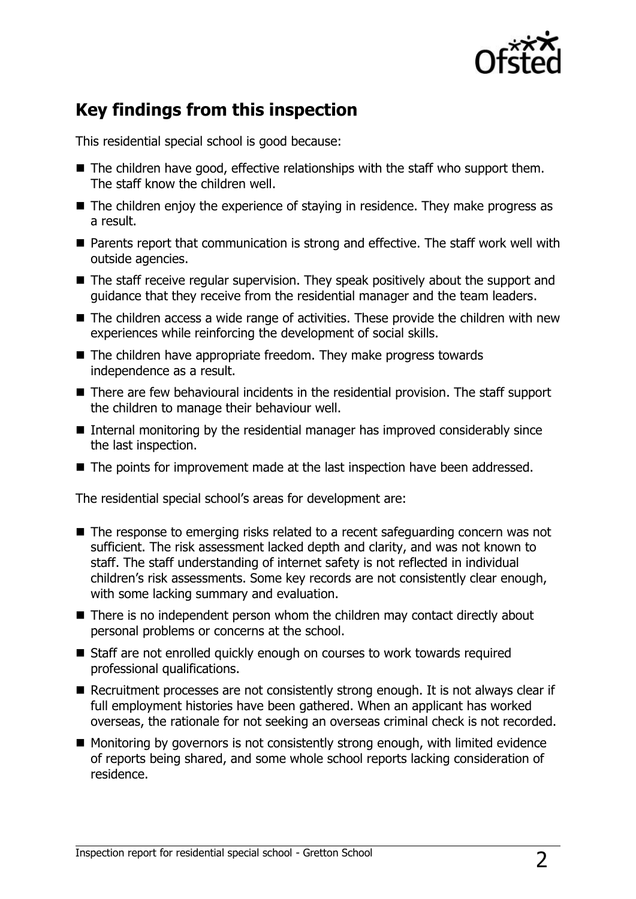## Key findings from this inspection

This residential special school is good because:

- The children have good, effective relationships with the staff who support them. The staff know the children well.
- The children enjoy the experience of staying in residence. They make progress as a result.
- Parents report that communication is strong and effective. The staff work well with outside agencies.
- The staff receive regular supervision. They speak positively about the support and guidance that they receive from the residential manager and the team leaders.
- The children access a wide range of activities. These provide the children with new experiences while reinforcing the development of social skills.
- The children have appropriate freedom. They make progress towards independence as a result.
- There are few behavioural incidents in the residential provision. The staff support the children to manage their behaviour well.
- Internal monitoring by the residential manager has improved considerably since the last inspection.
- The points for improvement made at the last inspection have been addressed.

The residential special school's areas for development are:

- The response to emerging risks related to a recent safeguarding concern was not sufficient. The risk assessment lacked depth and clarity, and was not known to staff. The staff understanding of internet safety is not reflected in individual children's risk assessments. Some key records are not consistently clear enough, with some lacking summary and evaluation.
- There is no independent person whom the children may contact directly about personal problems or concerns at the school.
- Staff are not enrolled quickly enough on courses to work towards required professional qualifications.
- Recruitment processes are not consistently strong enough. It is not always clear if full employment histories have been gathered. When an applicant has worked overseas, the rationale for not seeking an overseas criminal check is not recorded.
- Monitoring by governors is not consistently strong enough, with limited evidence of reports being shared, and some whole school reports lacking consideration of residence.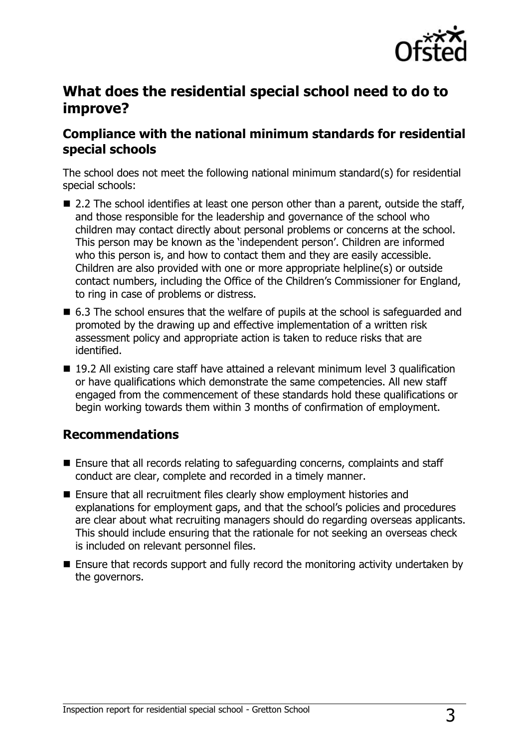## What does the residential special school need to do to improve?

### Compliance with the national minimum standards for residential special schools

The school does not meet the following national minimum standard(s) for residential special schools:

- 2.2 The school identifies at least one person other than a parent, outside the staff, and those responsible for the leadership and governance of the school who children may contact directly about personal problems or concerns at the school. This person may be known as the 'independent person'. Children are informed who this person is, and how to contact them and they are easily accessible. Children are also provided with one or more appropriate helpline(s) or outside contact numbers, including the Office of the Children's Commissioner for England, to ring in case of problems or distress.
- 6.3 The school ensures that the welfare of pupils at the school is safeguarded and promoted by the drawing up and effective implementation of a written risk assessment policy and appropriate action is taken to reduce risks that are identified.
- 19.2 All existing care staff have attained a relevant minimum level 3 qualification or have qualifications which demonstrate the same competencies. All new staff engaged from the commencement of these standards hold these qualifications or begin working towards them within 3 months of confirmation of employment.

### Recommendations

- Ensure that all records relating to safeguarding concerns, complaints and staff conduct are clear, complete and recorded in a timely manner.
- Ensure that all recruitment files clearly show employment histories and explanations for employment gaps, and that the school's policies and procedures are clear about what recruiting managers should do regarding overseas applicants. This should include ensuring that the rationale for not seeking an overseas check is included on relevant personnel files.
- Ensure that records support and fully record the monitoring activity undertaken by the governors.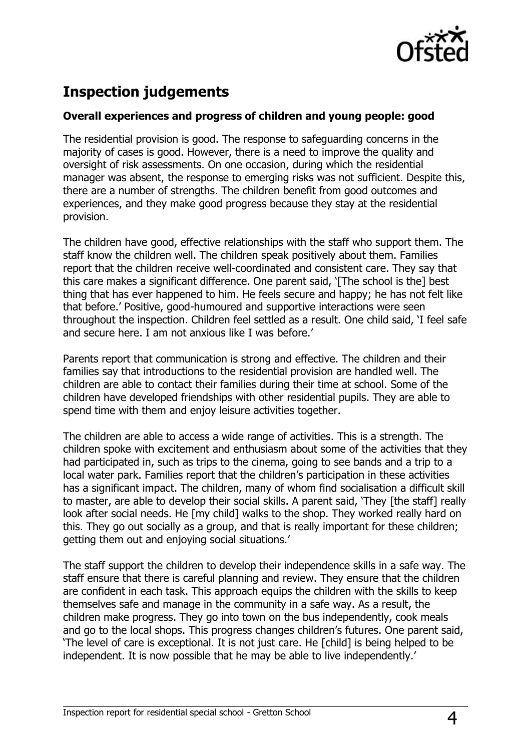## Inspection judgements

### Overall experiences and progress of children and young people: good

The residential provision is good. The response to safeguarding concerns in the majority of cases is good. However, there is a need to improve the quality and oversight of risk assessments. On one occasion, during which the residential manager was absent, the response to emerging risks was not sufficient. Despite this, there are a number of strengths. The children benefit from good outcomes and experiences, and they make good progress because they stay at the residential provision.

The children have good, effective relationships with the staff who support them. The staff know the children well. The children speak positively about them. Families report that the children receive well-coordinated and consistent care. They say that this care makes a significant difference. One parent said, '[The school is the] best thing that has ever happened to him. He feels secure and happy; he has not felt like that before.' Positive, good-humoured and supportive interactions were seen throughout the inspection. Children feel settled as a result. One child said, 'I feel safe and secure here. I am not anxious like I was before.'

Parents report that communication is strong and effective. The children and their families say that introductions to the residential provision are handled well. The children are able to contact their families during their time at school. Some of the children have developed friendships with other residential pupils. They are able to spend time with them and enjoy leisure activities together.

The children are able to access a wide range of activities. This is a strength. The children spoke with excitement and enthusiasm about some of the activities that they had participated in, such as trips to the cinema, going to see bands and a trip to a local water park. Families report that the children's participation in these activities has a significant impact. The children, many of whom find socialisation a difficult skill to master, are able to develop their social skills. A parent said, 'They [the staff] really look after social needs. He [my child] walks to the shop. They worked really hard on this. They go out socially as a group, and that is really important for these children; getting them out and enjoying social situations.'

The staff support the children to develop their independence skills in a safe way. The staff ensure that there is careful planning and review. They ensure that the children are confident in each task. This approach equips the children with the skills to keep themselves safe and manage in the community in a safe way. As a result, the children make progress. They go into town on the bus independently, cook meals and go to the local shops. This progress changes children's futures. One parent said, 'The level of care is exceptional. It is not just care. He [child] is being helped to be independent. It is now possible that he may be able to live independently.'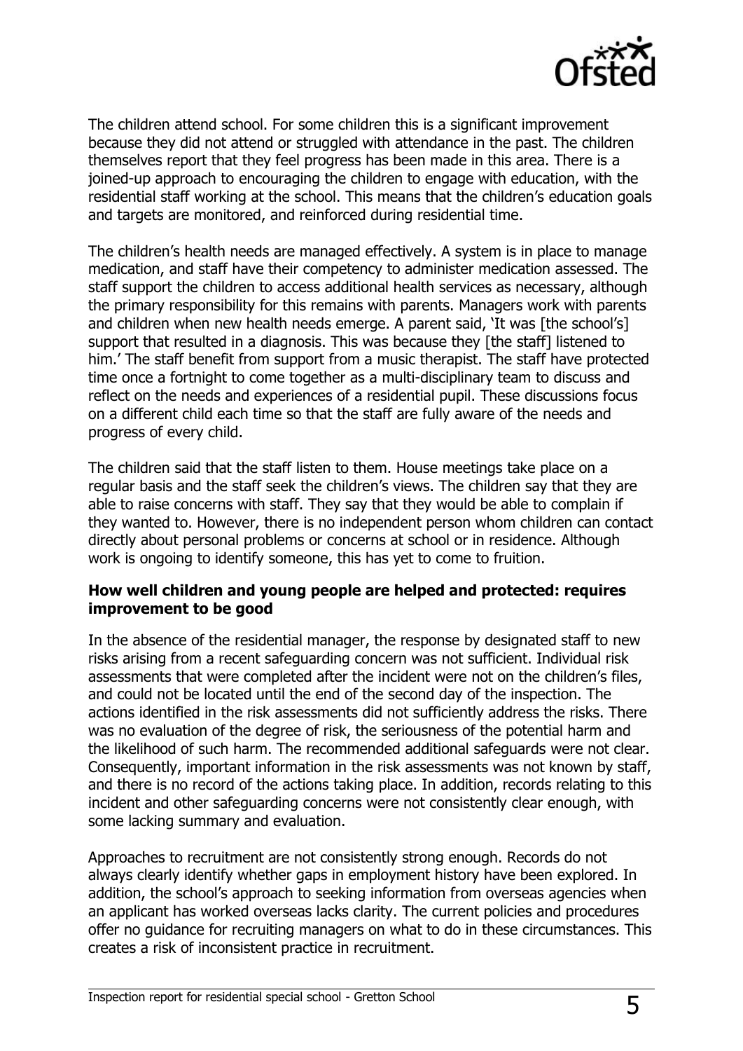The children attend school. For some children this is a significant improvement because they did not attend or struggled with attendance in the past. The children themselves report that they feel progress has been made in this area. There is a joined-up approach to encouraging the children to engage with education, with the residential staff working at the school. This means that the children's education goals and targets are monitored, and reinforced during residential time.

The children's health needs are managed effectively. A system is in place to manage medication, and staff have their competency to administer medication assessed. The staff support the children to access additional health services as necessary, although the primary responsibility for this remains with parents. Managers work with parents and children when new health needs emerge. A parent said, 'It was [the school's] support that resulted in a diagnosis. This was because they [the staff] listened to him.' The staff benefit from support from a music therapist. The staff have protected time once a fortnight to come together as a multi-disciplinary team to discuss and reflect on the needs and experiences of a residential pupil. These discussions focus on a different child each time so that the staff are fully aware of the needs and progress of every child.

The children said that the staff listen to them. House meetings take place on a regular basis and the staff seek the children's views. The children say that they are able to raise concerns with staff. They say that they would be able to complain if they wanted to. However, there is no independent person whom children can contact directly about personal problems or concerns at school or in residence. Although work is ongoing to identify someone, this has yet to come to fruition.

**How well children and young people are helped and protected: requires improvement to be good**

In the absence of the residential manager, the response by designated staff to new risks arising from a recent safeguarding concern was not sufficient. Individual risk assessments that were completed after the incident were not on the children's files, and could not be located until the end of the second day of the inspection. The actions identified in the risk assessments did not sufficiently address the risks. There was no evaluation of the degree of risk, the seriousness of the potential harm and the likelihood of such harm. The recommended additional safeguards were not clear. Consequently, important information in the risk assessments was not known by staff, and there is no record of the actions taking place. In addition, records relating to this incident and other safeguarding concerns were not consistently clear enough, with some lacking summary and evaluation.

Approaches to recruitment are not consistently strong enough. Records do not always clearly identify whether gaps in employment history have been explored. In addition, the school's approach to seeking information from overseas agencies when an applicant has worked overseas lacks clarity. The current policies and procedures offer no guidance for recruiting managers on what to do in these circumstances. This creates a risk of inconsistent practice in recruitment.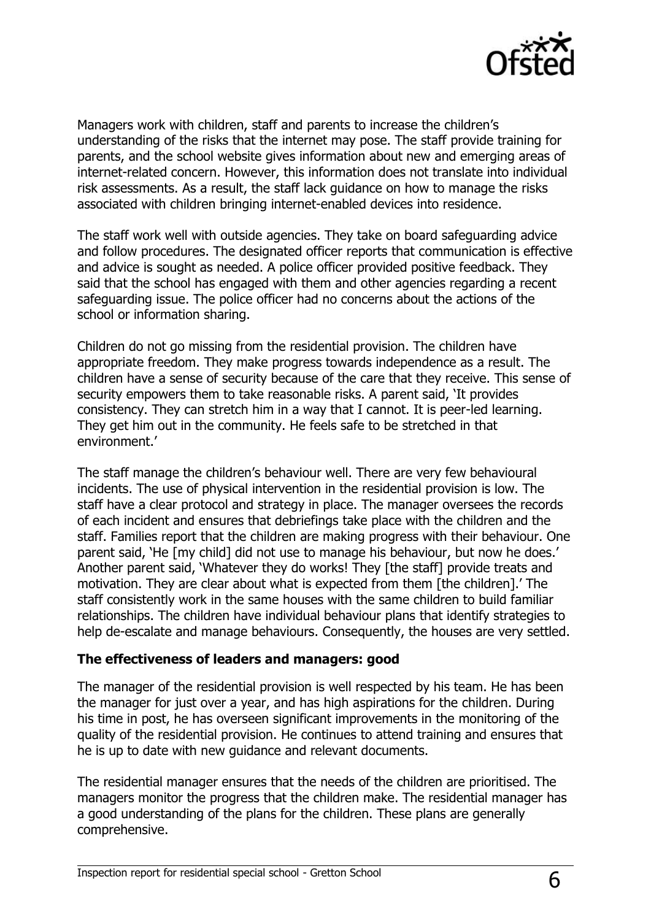Managers work with children, staff and parents to increase the children's understanding of the risks that the internet may pose. The staff provide training for parents, and the school website gives information about new and emerging areas of internet-related concern. However, this information does not translate into individual risk assessments. As a result, the staff lack guidance on how to manage the risks associated with children bringing internet-enabled devices into residence.

The staff work well with outside agencies. They take on board safeguarding advice and follow procedures. The designated officer reports that communication is effective and advice is sought as needed. A police officer provided positive feedback. They said that the school has engaged with them and other agencies regarding a recent safeguarding issue. The police officer had no concerns about the actions of the school or information sharing.

Children do not go missing from the residential provision. The children have appropriate freedom. They make progress towards independence as a result. The children have a sense of security because of the care that they receive. This sense of security empowers them to take reasonable risks. A parent said, 'It provides consistency. They can stretch him in a way that I cannot. It is peer-led learning. They get him out in the community. He feels safe to be stretched in that environment.'

The staff manage the children's behaviour well. There are very few behavioural incidents. The use of physical intervention in the residential provision is low. The staff have a clear protocol and strategy in place. The manager oversees the records of each incident and ensures that debriefings take place with the children and the staff. Families report that the children are making progress with their behaviour. One parent said, 'He [my child] did not use to manage his behaviour, but now he does.' Another parent said, 'Whatever they do works! They [the staff] provide treats and motivation. They are clear about what is expected from them [the children].' The staff consistently work in the same houses with the same children to build familiar relationships. The children have individual behaviour plans that identify strategies to help de-escalate and manage behaviours. Consequently, the houses are very settled.

**The effectiveness of leaders and managers: good**

The manager of the residential provision is well respected by his team. He has been the manager for just over a year, and has high aspirations for the children. During his time in post, he has overseen significant improvements in the monitoring of the quality of the residential provision. He continues to attend training and ensures that he is up to date with new guidance and relevant documents.

The residential manager ensures that the needs of the children are prioritised. The managers monitor the progress that the children make. The residential manager has a good understanding of the plans for the children. These plans are generally comprehensive.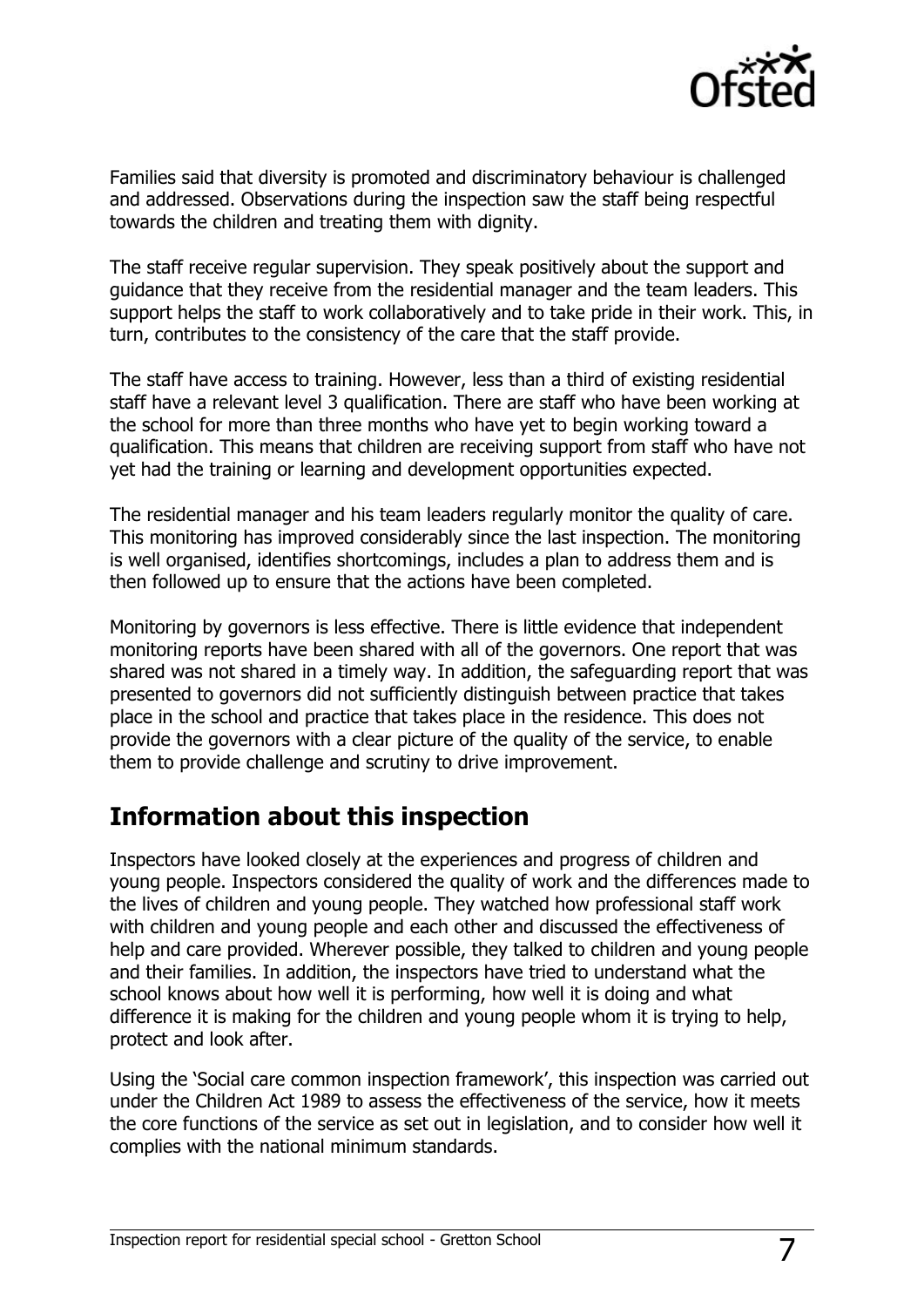Families said that diversity is promoted and discriminatory behaviour is challenged and addressed. Observations during the inspection saw the staff being respectful towards the children and treating them with dignity.

The staff receive regular supervision. They speak positively about the support and guidance that they receive from the residential manager and the team leaders. This support helps the staff to work collaboratively and to take pride in their work. This, in turn, contributes to the consistency of the care that the staff provide.

The staff have access to training. However, less than a third of existing residential staff have a relevant level 3 qualification. There are staff who have been working at the school for more than three months who have yet to begin working toward a qualification. This means that children are receiving support from staff who have not yet had the training or learning and development opportunities expected.

The residential manager and his team leaders regularly monitor the quality of care. This monitoring has improved considerably since the last inspection. The monitoring is well organised, identifies shortcomings, includes a plan to address them and is then followed up to ensure that the actions have been completed.

Monitoring by governors is less effective. There is little evidence that independent monitoring reports have been shared with all of the governors. One report that was shared was not shared in a timely way. In addition, the safeguarding report that was presented to governors did not sufficiently distinguish between practice that takes place in the school and practice that takes place in the residence. This does not provide the governors with a clear picture of the quality of the service, to enable them to provide challenge and scrutiny to drive improvement.

## Information about this inspection

Inspectors have looked closely at the experiences and progress of children and young people. Inspectors considered the quality of work and the differences made to the lives of children and young people. They watched how professional staff work with children and young people and each other and discussed the effectiveness of help and care provided. Wherever possible, they talked to children and young people and their families. In addition, the inspectors have tried to understand what the school knows about how well it is performing, how well it is doing and what difference it is making for the children and young people whom it is trying to help, protect and look after.

Using the 'Social care common inspection framework', this inspection was carried out under the Children Act 1989 to assess the effectiveness of the service, how it meets the core functions of the service as set out in legislation, and to consider how well it complies with the national minimum standards.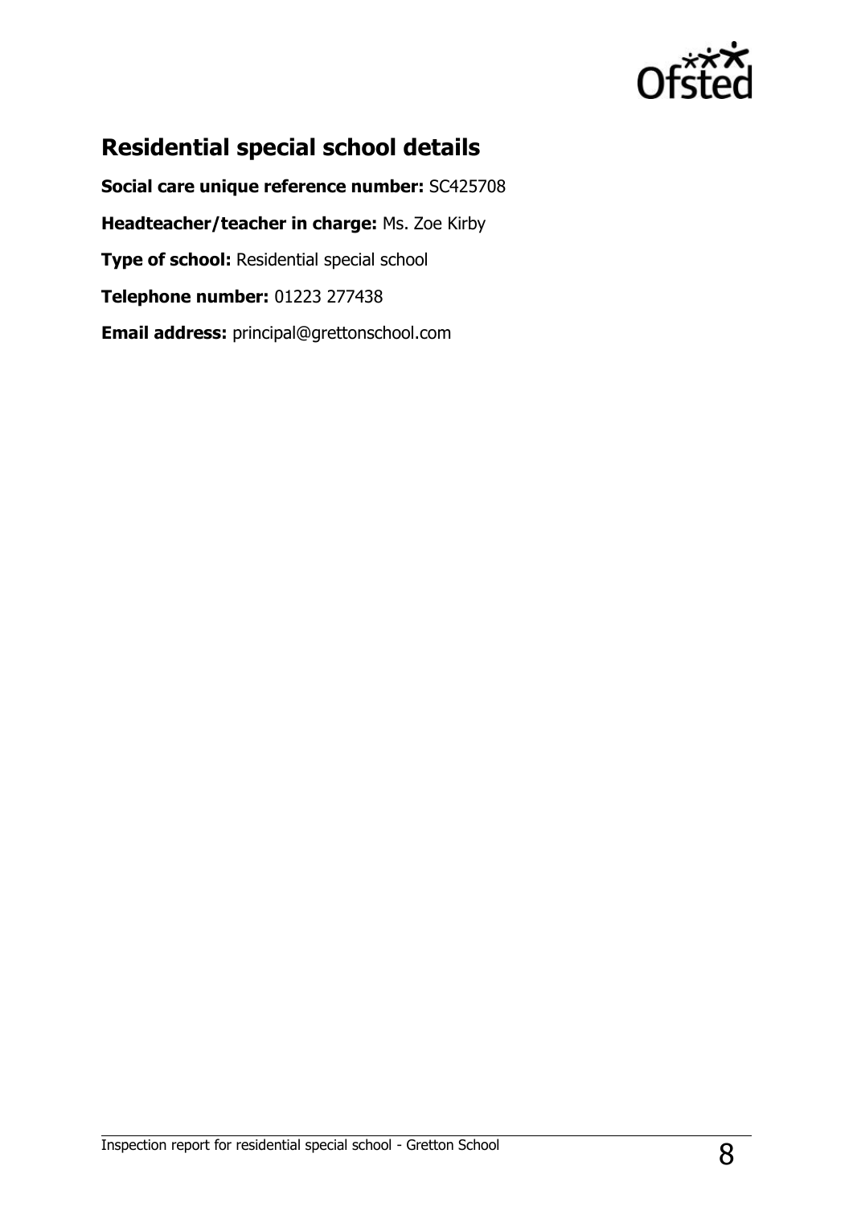## Residential special school details

**Social care unique reference number:** SC425708

**Headteacher/teacher in charge:** Ms. Zoe Kirby

**Type of school:** Residential special school

**Telephone number:** 01223 277438

**Email address:** principal@grettonschool.com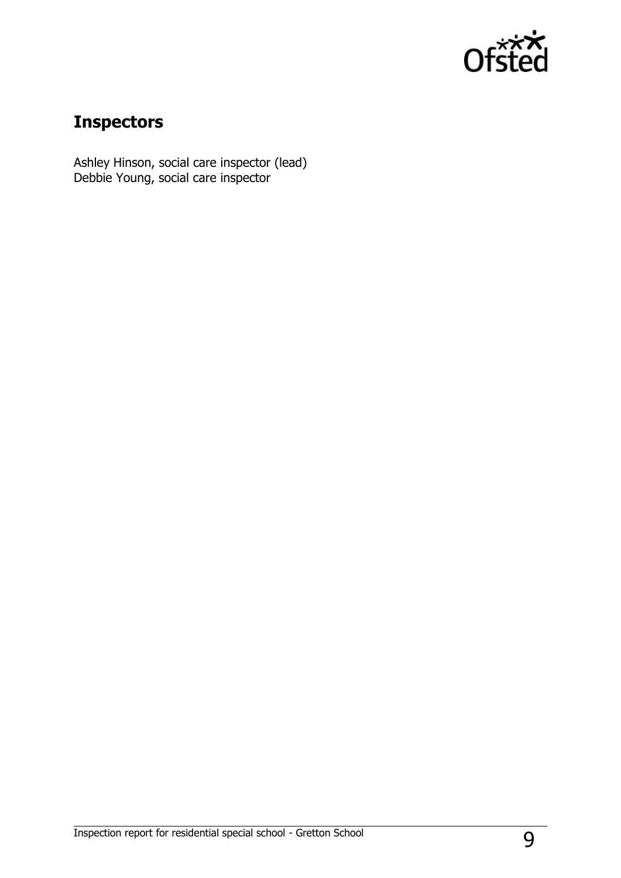## Inspectors

Ashley Hinson, social care inspector (lead)
Debbie Young, social care inspector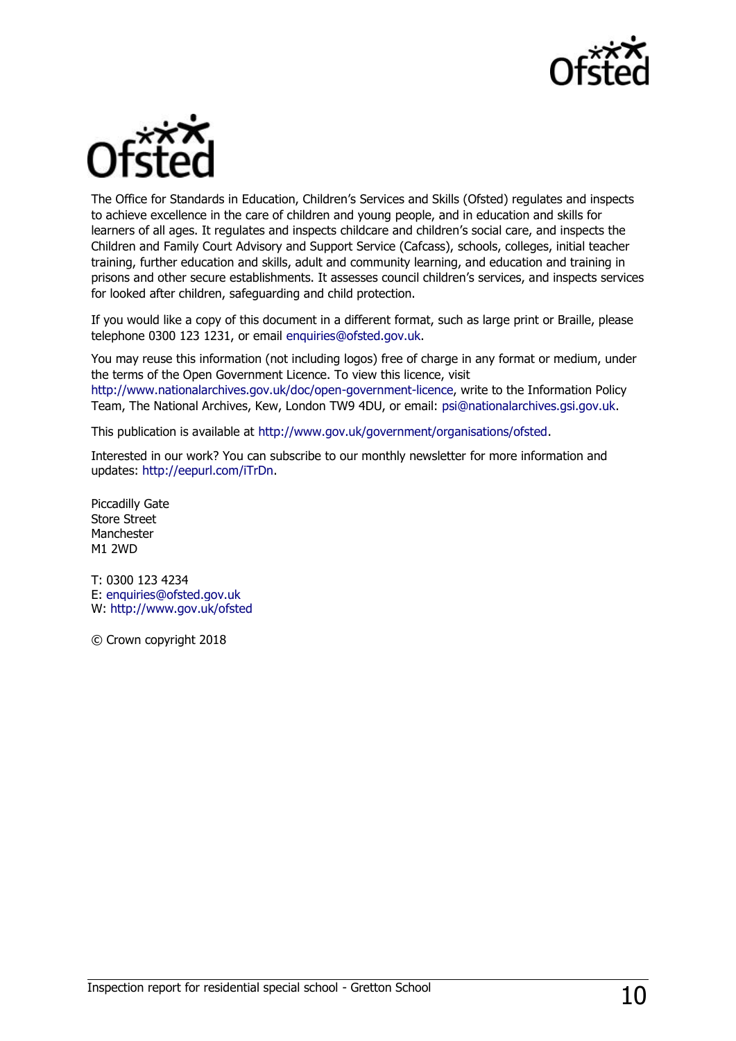The Office for Standards in Education, Children's Services and Skills (Ofsted) regulates and inspects to achieve excellence in the care of children and young people, and in education and skills for learners of all ages. It regulates and inspects childcare and children's social care, and inspects the Children and Family Court Advisory and Support Service (Cafcass), schools, colleges, initial teacher training, further education and skills, adult and community learning, and education and training in prisons and other secure establishments. It assesses council children's services, and inspects services for looked after children, safeguarding and child protection.

If you would like a copy of this document in a different format, such as large print or Braille, please telephone 0300 123 1231, or email enquiries@ofsted.gov.uk.

You may reuse this information (not including logos) free of charge in any format or medium, under the terms of the Open Government Licence. To view this licence, visit http://www.nationalarchives.gov.uk/doc/open-government-licence, write to the Information Policy Team, The National Archives, Kew, London TW9 4DU, or email: psi@nationalarchives.gsi.gov.uk.

This publication is available at http://www.gov.uk/government/organisations/ofsted.

Interested in our work? You can subscribe to our monthly newsletter for more information and updates: http://eepurl.com/iTrDn.

Piccadilly Gate
Store Street
Manchester
M1 2WD

T: 0300 123 4234
E: enquiries@ofsted.gov.uk
W: http://www.gov.uk/ofsted

© Crown copyright 2018